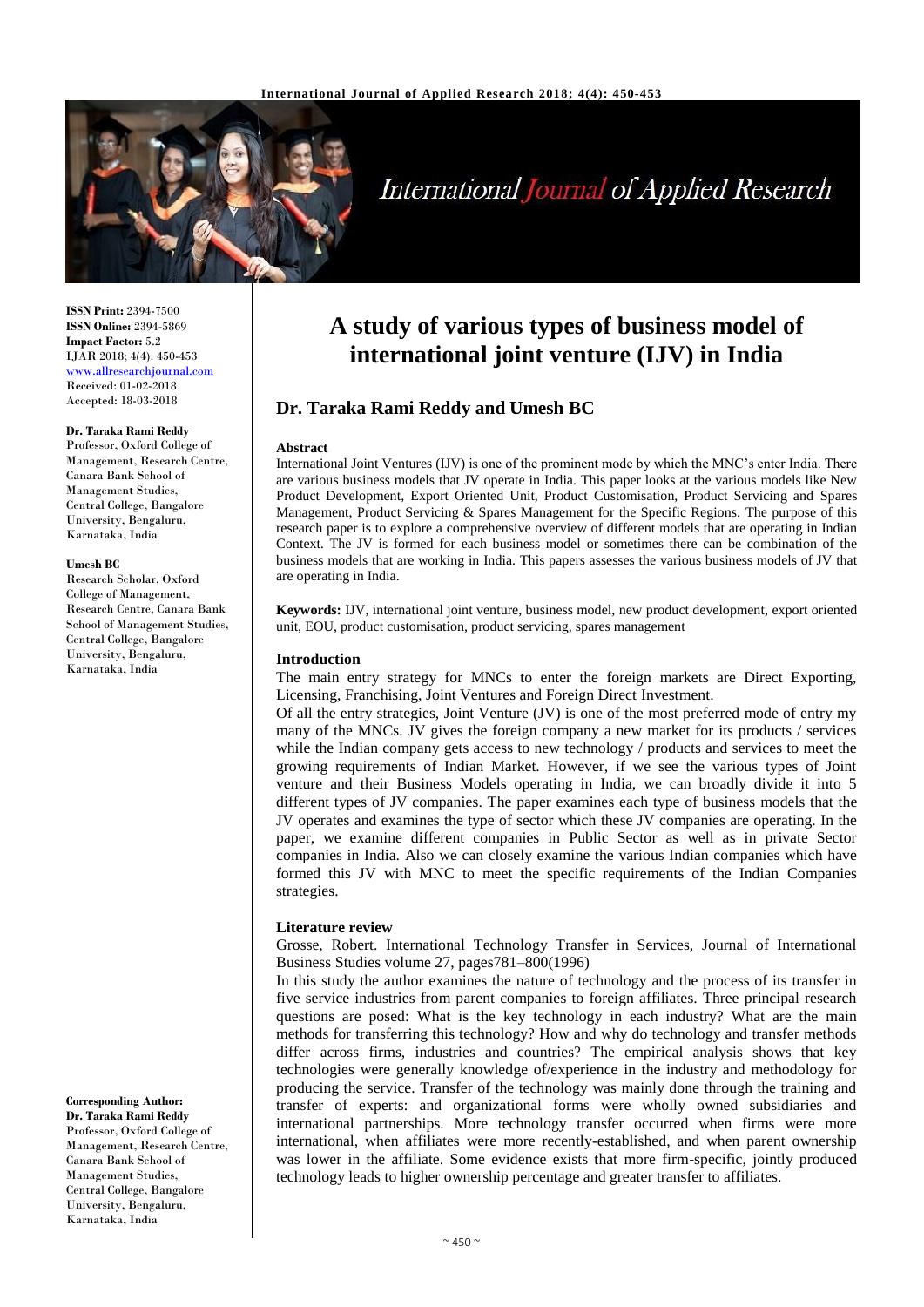# A study of various types of business model of international joint venture (IJV) in India

## Dr. Taraka Rami Reddy and Umesh BC

ISSN Print: 2394-7500
ISSN Online: 2394-5869
Impact Factor: 5.2
IJAR 2018; 4(4): 450-453
www.allresearchjournal.com
Received: 01-02-2018
Accepted: 18-03-2018

**Dr. Taraka Rami Reddy**
Professor, Oxford College of Management, Research Centre, Canara Bank School of Management Studies, Central College, Bangalore University, Bengaluru, Karnataka, India

**Umesh BC**
Research Scholar, Oxford College of Management, Research Centre, Canara Bank School of Management Studies, Central College, Bangalore University, Bengaluru, Karnataka, India

**Corresponding Author:**
**Dr. Taraka Rami Reddy**
Professor, Oxford College of Management, Research Centre, Canara Bank School of Management Studies, Central College, Bangalore University, Bengaluru, Karnataka, India

### Abstract

International Joint Ventures (IJV) is one of the prominent mode by which the MNC's enter India. There are various business models that JV operate in India. This paper looks at the various models like New Product Development, Export Oriented Unit, Product Customisation, Product Servicing and Spares Management, Product Servicing & Spares Management for the Specific Regions. The purpose of this research paper is to explore a comprehensive overview of different models that are operating in Indian Context. The JV is formed for each business model or sometimes there can be combination of the business models that are working in India. This papers assesses the various business models of JV that are operating in India.

**Keywords:** IJV, international joint venture, business model, new product development, export oriented unit, EOU, product customisation, product servicing, spares management

### Introduction

The main entry strategy for MNCs to enter the foreign markets are Direct Exporting, Licensing, Franchising, Joint Ventures and Foreign Direct Investment.

Of all the entry strategies, Joint Venture (JV) is one of the most preferred mode of entry my many of the MNCs. JV gives the foreign company a new market for its products / services while the Indian company gets access to new technology / products and services to meet the growing requirements of Indian Market. However, if we see the various types of Joint venture and their Business Models operating in India, we can broadly divide it into 5 different types of JV companies. The paper examines each type of business models that the JV operates and examines the type of sector which these JV companies are operating. In the paper, we examine different companies in Public Sector as well as in private Sector companies in India. Also we can closely examine the various Indian companies which have formed this JV with MNC to meet the specific requirements of the Indian Companies strategies.

### Literature review

Grosse, Robert. International Technology Transfer in Services, Journal of International Business Studies volume 27, pages781–800(1996)

In this study the author examines the nature of technology and the process of its transfer in five service industries from parent companies to foreign affiliates. Three principal research questions are posed: What is the key technology in each industry? What are the main methods for transferring this technology? How and why do technology and transfer methods differ across firms, industries and countries? The empirical analysis shows that key technologies were generally knowledge of/experience in the industry and methodology for producing the service. Transfer of the technology was mainly done through the training and transfer of experts: and organizational forms were wholly owned subsidiaries and international partnerships. More technology transfer occurred when firms were more international, when affiliates were more recently-established, and when parent ownership was lower in the affiliate. Some evidence exists that more firm-specific, jointly produced technology leads to higher ownership percentage and greater transfer to affiliates.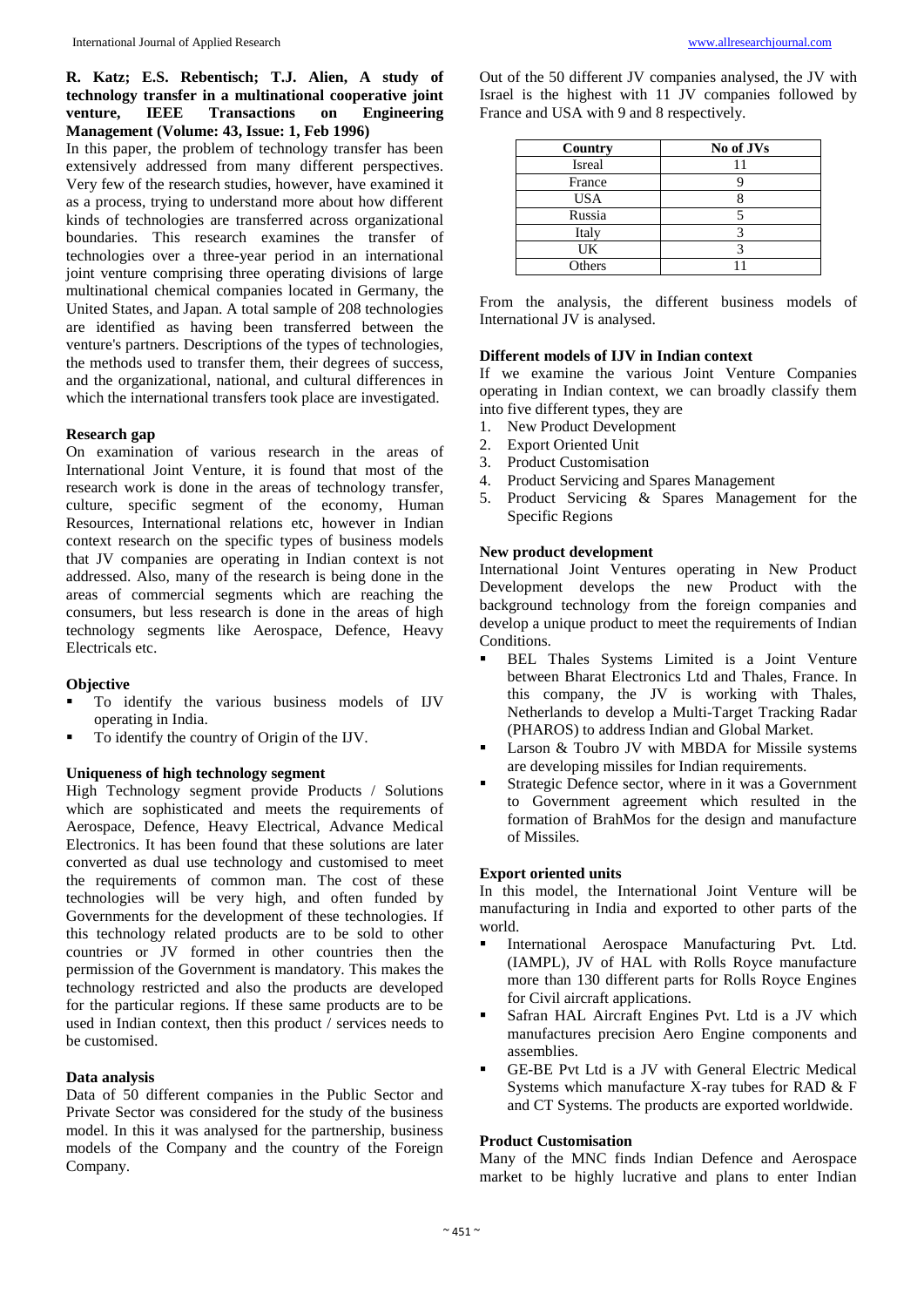**R. Katz; E.S. Rebentisch; T.J. Alien, A study of technology transfer in a multinational cooperative joint venture, IEEE Transactions on Engineering Management (Volume: 43, Issue: 1, Feb 1996)**

In this paper, the problem of technology transfer has been extensively addressed from many different perspectives. Very few of the research studies, however, have examined it as a process, trying to understand more about how different kinds of technologies are transferred across organizational boundaries. This research examines the transfer of technologies over a three-year period in an international joint venture comprising three operating divisions of large multinational chemical companies located in Germany, the United States, and Japan. A total sample of 208 technologies are identified as having been transferred between the venture's partners. Descriptions of the types of technologies, the methods used to transfer them, their degrees of success, and the organizational, national, and cultural differences in which the international transfers took place are investigated.

#### Research gap

On examination of various research in the areas of International Joint Venture, it is found that most of the research work is done in the areas of technology transfer, culture, specific segment of the economy, Human Resources, International relations etc, however in Indian context research on the specific types of business models that JV companies are operating in Indian context is not addressed. Also, many of the research is being done in the areas of commercial segments which are reaching the consumers, but less research is done in the areas of high technology segments like Aerospace, Defence, Heavy Electricals etc.

#### Objective

- To identify the various business models of IJV operating in India.
- To identify the country of Origin of the IJV.

#### Uniqueness of high technology segment

High Technology segment provide Products / Solutions which are sophisticated and meets the requirements of Aerospace, Defence, Heavy Electrical, Advance Medical Electronics. It has been found that these solutions are later converted as dual use technology and customised to meet the requirements of common man. The cost of these technologies will be very high, and often funded by Governments for the development of these technologies. If this technology related products are to be sold to other countries or JV formed in other countries then the permission of the Government is mandatory. This makes the technology restricted and also the products are developed for the particular regions. If these same products are to be used in Indian context, then this product / services needs to be customised.

#### Data analysis

Data of 50 different companies in the Public Sector and Private Sector was considered for the study of the business model. In this it was analysed for the partnership, business models of the Company and the country of the Foreign Company.

Out of the 50 different JV companies analysed, the JV with Israel is the highest with 11 JV companies followed by France and USA with 9 and 8 respectively.

| Country | No of JVs |
|---|---|
| Isreal | 11 |
| France | 9 |
| USA | 8 |
| Russia | 5 |
| Italy | 3 |
| UK | 3 |
| Others | 11 |

From the analysis, the different business models of International JV is analysed.

#### Different models of IJV in Indian context

If we examine the various Joint Venture Companies operating in Indian context, we can broadly classify them into five different types, they are

1. New Product Development
2. Export Oriented Unit
3. Product Customisation
4. Product Servicing and Spares Management
5. Product Servicing & Spares Management for the Specific Regions

#### New product development

International Joint Ventures operating in New Product Development develops the new Product with the background technology from the foreign companies and develop a unique product to meet the requirements of Indian Conditions.

- BEL Thales Systems Limited is a Joint Venture between Bharat Electronics Ltd and Thales, France. In this company, the JV is working with Thales, Netherlands to develop a Multi-Target Tracking Radar (PHAROS) to address Indian and Global Market.
- Larson & Toubro JV with MBDA for Missile systems are developing missiles for Indian requirements.
- Strategic Defence sector, where in it was a Government to Government agreement which resulted in the formation of BrahMos for the design and manufacture of Missiles.

#### Export oriented units

In this model, the International Joint Venture will be manufacturing in India and exported to other parts of the world.

- International Aerospace Manufacturing Pvt. Ltd. (IAMPL), JV of HAL with Rolls Royce manufacture more than 130 different parts for Rolls Royce Engines for Civil aircraft applications.
- Safran HAL Aircraft Engines Pvt. Ltd is a JV which manufactures precision Aero Engine components and assemblies.
- GE-BE Pvt Ltd is a JV with General Electric Medical Systems which manufacture X-ray tubes for RAD & F and CT Systems. The products are exported worldwide.

#### Product Customisation

Many of the MNC finds Indian Defence and Aerospace market to be highly lucrative and plans to enter Indian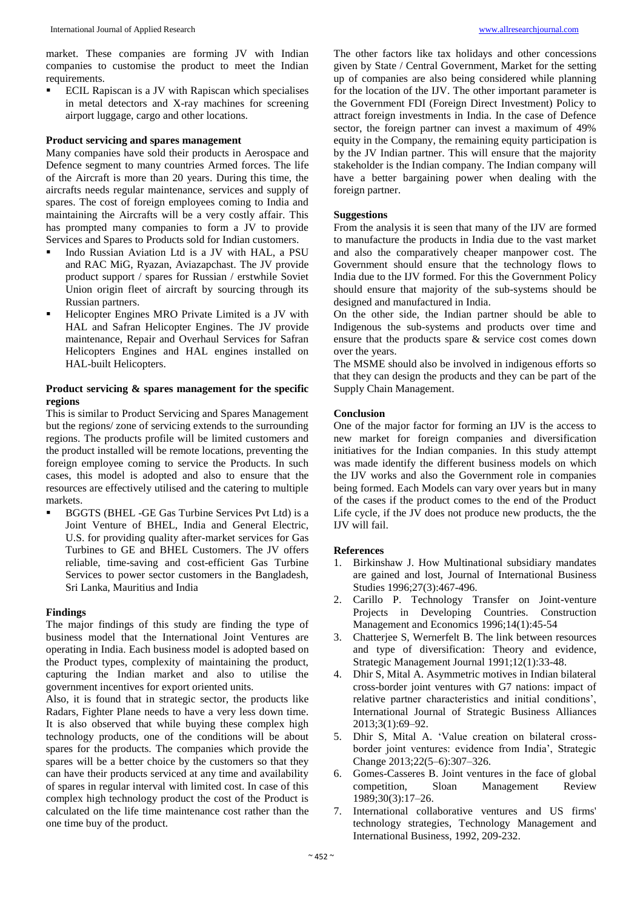market. These companies are forming JV with Indian companies to customise the product to meet the Indian requirements.

- ECIL Rapiscan is a JV with Rapiscan which specialises in metal detectors and X-ray machines for screening airport luggage, cargo and other locations.

**Product servicing and spares management**

Many companies have sold their products in Aerospace and Defence segment to many countries Armed forces. The life of the Aircraft is more than 20 years. During this time, the aircrafts needs regular maintenance, services and supply of spares. The cost of foreign employees coming to India and maintaining the Aircrafts will be a very costly affair. This has prompted many companies to form a JV to provide Services and Spares to Products sold for Indian customers.

- Indo Russian Aviation Ltd is a JV with HAL, a PSU and RAC MiG, Ryazan, Aviazapchast. The JV provide product support / spares for Russian / erstwhile Soviet Union origin fleet of aircraft by sourcing through its Russian partners.
- Helicopter Engines MRO Private Limited is a JV with HAL and Safran Helicopter Engines. The JV provide maintenance, Repair and Overhaul Services for Safran Helicopters Engines and HAL engines installed on HAL-built Helicopters.

**Product servicing & spares management for the specific regions**

This is similar to Product Servicing and Spares Management but the regions/ zone of servicing extends to the surrounding regions. The products profile will be limited customers and the product installed will be remote locations, preventing the foreign employee coming to service the Products. In such cases, this model is adopted and also to ensure that the resources are effectively utilised and the catering to multiple markets.

- BGGTS (BHEL -GE Gas Turbine Services Pvt Ltd) is a Joint Venture of BHEL, India and General Electric, U.S. for providing quality after-market services for Gas Turbines to GE and BHEL Customers. The JV offers reliable, time-saving and cost-efficient Gas Turbine Services to power sector customers in the Bangladesh, Sri Lanka, Mauritius and India

**Findings**

The major findings of this study are finding the type of business model that the International Joint Ventures are operating in India. Each business model is adopted based on the Product types, complexity of maintaining the product, capturing the Indian market and also to utilise the government incentives for export oriented units.

Also, it is found that in strategic sector, the products like Radars, Fighter Plane needs to have a very less down time. It is also observed that while buying these complex high technology products, one of the conditions will be about spares for the products. The companies which provide the spares will be a better choice by the customers so that they can have their products serviced at any time and availability of spares in regular interval with limited cost. In case of this complex high technology product the cost of the Product is calculated on the life time maintenance cost rather than the one time buy of the product.

The other factors like tax holidays and other concessions given by State / Central Government, Market for the setting up of companies are also being considered while planning for the location of the IJV. The other important parameter is the Government FDI (Foreign Direct Investment) Policy to attract foreign investments in India. In the case of Defence sector, the foreign partner can invest a maximum of 49% equity in the Company, the remaining equity participation is by the JV Indian partner. This will ensure that the majority stakeholder is the Indian company. The Indian company will have a better bargaining power when dealing with the foreign partner.

**Suggestions**

From the analysis it is seen that many of the IJV are formed to manufacture the products in India due to the vast market and also the comparatively cheaper manpower cost. The Government should ensure that the technology flows to India due to the IJV formed. For this the Government Policy should ensure that majority of the sub-systems should be designed and manufactured in India.

On the other side, the Indian partner should be able to Indigenous the sub-systems and products over time and ensure that the products spare & service cost comes down over the years.

The MSME should also be involved in indigenous efforts so that they can design the products and they can be part of the Supply Chain Management.

**Conclusion**

One of the major factor for forming an IJV is the access to new market for foreign companies and diversification initiatives for the Indian companies. In this study attempt was made identify the different business models on which the IJV works and also the Government role in companies being formed. Each Models can vary over years but in many of the cases if the product comes to the end of the Product Life cycle, if the JV does not produce new products, the the IJV will fail.

**References**

1. Birkinshaw J. How Multinational subsidiary mandates are gained and lost, Journal of International Business Studies 1996;27(3):467-496.
2. Carillo P. Technology Transfer on Joint-venture Projects in Developing Countries. Construction Management and Economics 1996;14(1):45-54
3. Chatterjee S, Wernerfelt B. The link between resources and type of diversification: Theory and evidence, Strategic Management Journal 1991;12(1):33-48.
4. Dhir S, Mital A. Asymmetric motives in Indian bilateral cross-border joint ventures with G7 nations: impact of relative partner characteristics and initial conditions', International Journal of Strategic Business Alliances 2013;3(1):69–92.
5. Dhir S, Mital A. 'Value creation on bilateral cross-border joint ventures: evidence from India', Strategic Change 2013;22(5–6):307–326.
6. Gomes-Casseres B. Joint ventures in the face of global competition, Sloan Management Review 1989;30(3):17–26.
7. International collaborative ventures and US firms' technology strategies, Technology Management and International Business, 1992, 209-232.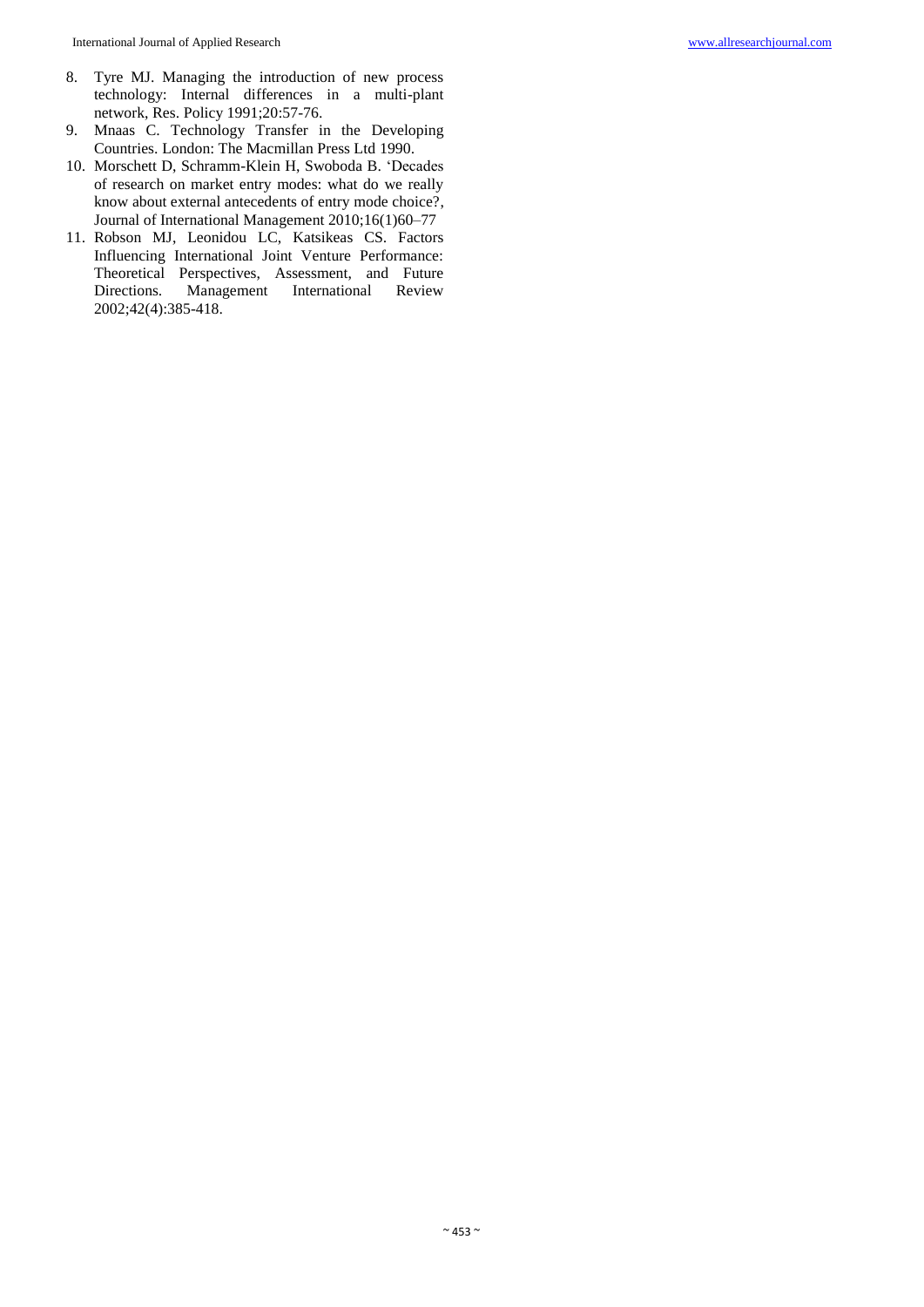8. Tyre MJ. Managing the introduction of new process technology: Internal differences in a multi-plant network, Res. Policy 1991;20:57-76.
9. Mnaas C. Technology Transfer in the Developing Countries. London: The Macmillan Press Ltd 1990.
10. Morschett D, Schramm-Klein H, Swoboda B. 'Decades of research on market entry modes: what do we really know about external antecedents of entry mode choice?, Journal of International Management 2010;16(1)60–77
11. Robson MJ, Leonidou LC, Katsikeas CS. Factors Influencing International Joint Venture Performance: Theoretical Perspectives, Assessment, and Future Directions. Management International Review 2002;42(4):385-418.